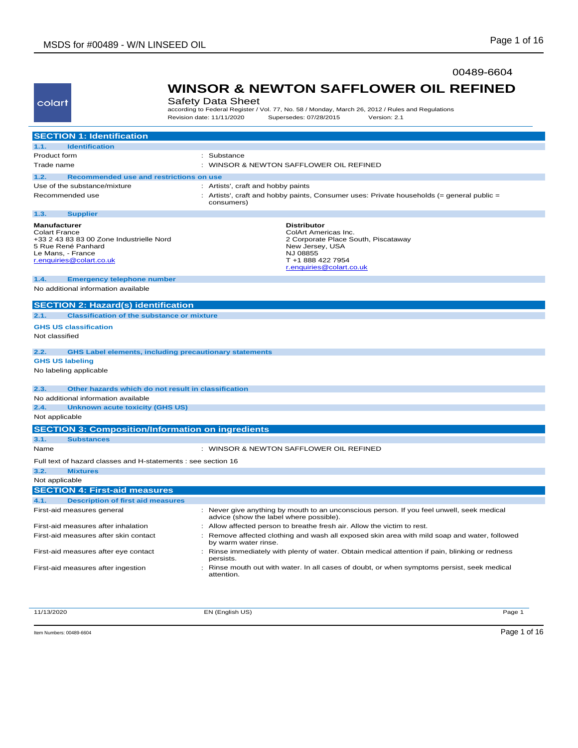00489-6604

# WINSOR & NEWTON SAFFLOWER OIL REFINED

Safety Data Sheet

according to Federal Register / Vol. 77, No. 58 / Monday, March 26, 2012 / Rules and Regulations

Revision date: 11/11/2020 Supersedes: 07/28/2015 Version: 2.1

## SECTION 1: Identification

### 1.1. Identification

| | |
|---|---|
| Product form | : Substance |
| Trade name | : WINSOR & NEWTON SAFFLOWER OIL REFINED |

### 1.2. Recommended use and restrictions on use

| | |
|---|---|
| Use of the substance/mixture | : Artists', craft and hobby paints |
| Recommended use | : Artists', craft and hobby paints, Consumer uses: Private households (= general public = consumers) |

### 1.3. Supplier

**Manufacturer**
Colart France
+33 2 43 83 83 00 Zone Industrielle Nord
5 Rue René Panhard
Le Mans, - France
r.enquiries@colart.co.uk

**Distributor**
ColArt Americas Inc.
2 Corporate Place South, Piscataway
New Jersey, USA
NJ 08855
T +1 888 422 7954
r.enquiries@colart.co.uk

### 1.4. Emergency telephone number

No additional information available

## SECTION 2: Hazard(s) identification

### 2.1. Classification of the substance or mixture

**GHS US classification**

Not classified

### 2.2. GHS Label elements, including precautionary statements

**GHS US labeling**

No labeling applicable

### 2.3. Other hazards which do not result in classification

No additional information available

### 2.4. Unknown acute toxicity (GHS US)

Not applicable

## SECTION 3: Composition/Information on ingredients

### 3.1. Substances

| | |
|---|---|
| Name | : WINSOR & NEWTON SAFFLOWER OIL REFINED |

Full text of hazard classes and H-statements : see section 16

### 3.2. Mixtures

Not applicable

## SECTION 4: First-aid measures

### 4.1. Description of first aid measures

| | |
|---|---|
| First-aid measures general | : Never give anything by mouth to an unconscious person. If you feel unwell, seek medical advice (show the label where possible). |
| First-aid measures after inhalation | : Allow affected person to breathe fresh air. Allow the victim to rest. |
| First-aid measures after skin contact | : Remove affected clothing and wash all exposed skin area with mild soap and water, followed by warm water rinse. |
| First-aid measures after eye contact | : Rinse immediately with plenty of water. Obtain medical attention if pain, blinking or redness persists. |
| First-aid measures after ingestion | : Rinse mouth out with water. In all cases of doubt, or when symptoms persist, seek medical attention. |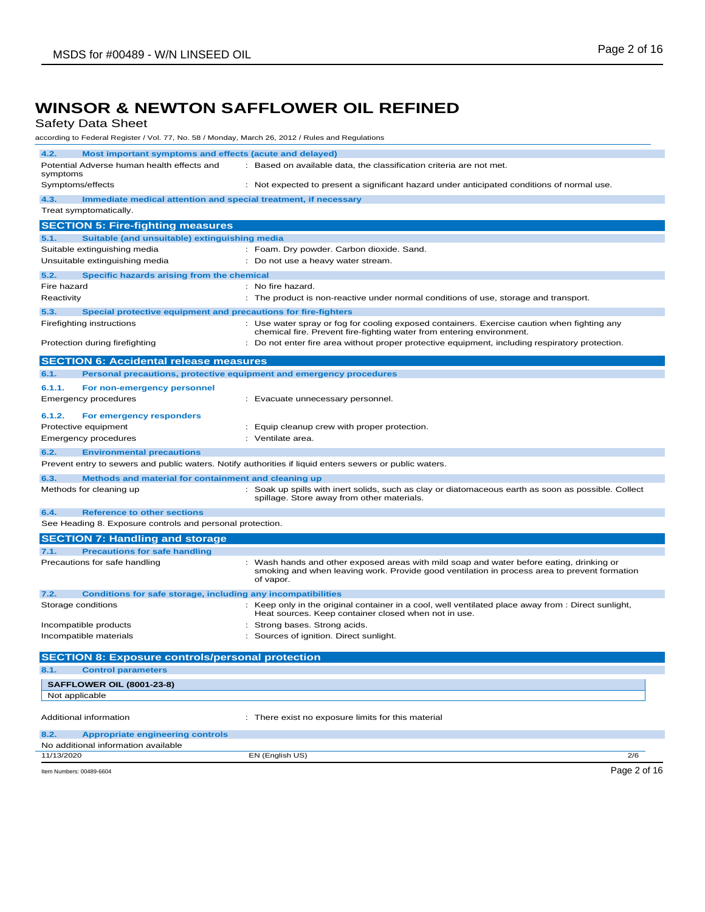# WINSOR & NEWTON SAFFLOWER OIL REFINED

Safety Data Sheet

according to Federal Register / Vol. 77, No. 58 / Monday, March 26, 2012 / Rules and Regulations

### 4.2. Most important symptoms and effects (acute and delayed)

Potential Adverse human health effects and symptoms : Based on available data, the classification criteria are not met.

Symptoms/effects : Not expected to present a significant hazard under anticipated conditions of normal use.

### 4.3. Immediate medical attention and special treatment, if necessary

Treat symptomatically.

## SECTION 5: Fire-fighting measures

### 5.1. Suitable (and unsuitable) extinguishing media

Suitable extinguishing media : Foam. Dry powder. Carbon dioxide. Sand.

Unsuitable extinguishing media : Do not use a heavy water stream.

### 5.2. Specific hazards arising from the chemical

Fire hazard : No fire hazard.

Reactivity : The product is non-reactive under normal conditions of use, storage and transport.

### 5.3. Special protective equipment and precautions for fire-fighters

Firefighting instructions : Use water spray or fog for cooling exposed containers. Exercise caution when fighting any chemical fire. Prevent fire-fighting water from entering environment.

Protection during firefighting : Do not enter fire area without proper protective equipment, including respiratory protection.

## SECTION 6: Accidental release measures

### 6.1. Personal precautions, protective equipment and emergency procedures

#### 6.1.1. For non-emergency personnel

Emergency procedures : Evacuate unnecessary personnel.

#### 6.1.2. For emergency responders

Protective equipment : Equip cleanup crew with proper protection.

Emergency procedures : Ventilate area.

### 6.2. Environmental precautions

Prevent entry to sewers and public waters. Notify authorities if liquid enters sewers or public waters.

### 6.3. Methods and material for containment and cleaning up

Methods for cleaning up : Soak up spills with inert solids, such as clay or diatomaceous earth as soon as possible. Collect spillage. Store away from other materials.

### 6.4. Reference to other sections

See Heading 8. Exposure controls and personal protection.

## SECTION 7: Handling and storage

### 7.1. Precautions for safe handling

Precautions for safe handling : Wash hands and other exposed areas with mild soap and water before eating, drinking or smoking and when leaving work. Provide good ventilation in process area to prevent formation of vapor.

### 7.2. Conditions for safe storage, including any incompatibilities

Storage conditions : Keep only in the original container in a cool, well ventilated place away from : Direct sunlight, Heat sources. Keep container closed when not in use.

Incompatible products : Strong bases. Strong acids.

Incompatible materials : Sources of ignition. Direct sunlight.

## SECTION 8: Exposure controls/personal protection

### 8.1. Control parameters

| SAFFLOWER OIL (8001-23-8) |
|---|
| Not applicable |

Additional information : There exist no exposure limits for this material

### 8.2. Appropriate engineering controls

No additional information available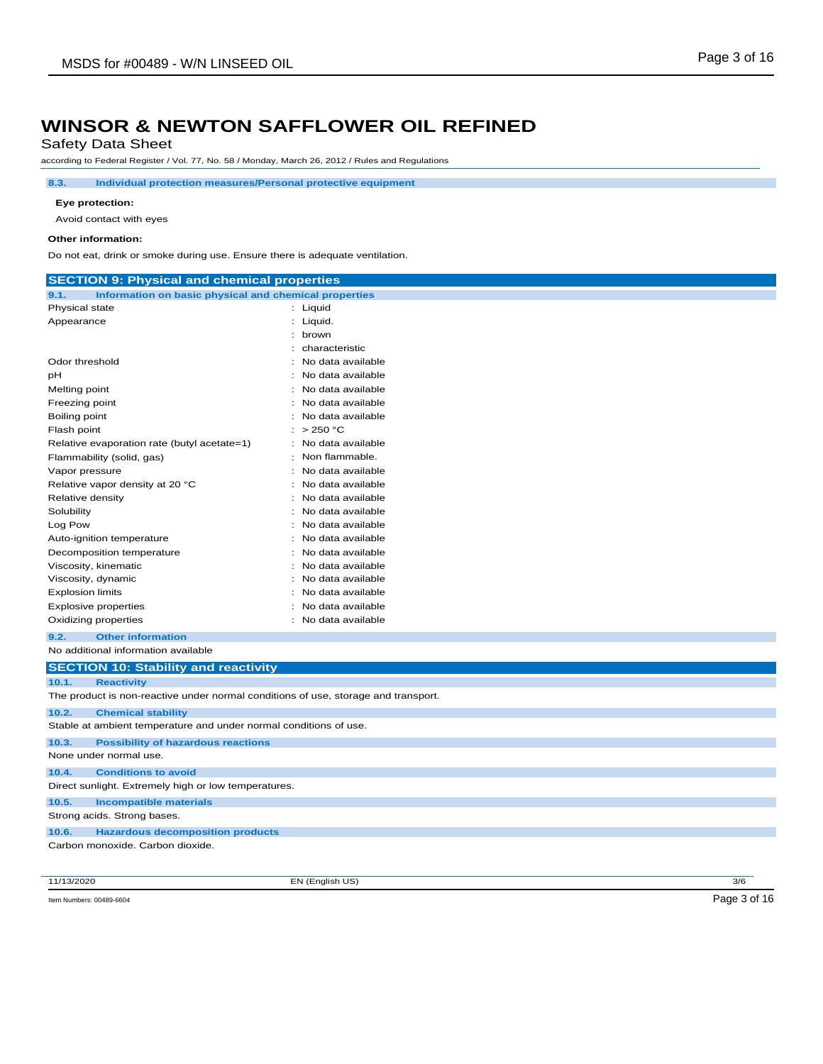# WINSOR & NEWTON SAFFLOWER OIL REFINED

Safety Data Sheet

according to Federal Register / Vol. 77, No. 58 / Monday, March 26, 2012 / Rules and Regulations

### 8.3. Individual protection measures/Personal protective equipment

**Eye protection:**

Avoid contact with eyes

**Other information:**

Do not eat, drink or smoke during use. Ensure there is adequate ventilation.

## SECTION 9: Physical and chemical properties

### 9.1. Information on basic physical and chemical properties

| Property | Value |
|---|---|
| Physical state | : Liquid |
| Appearance | : Liquid. |
| | : brown |
| | : characteristic |
| Odor threshold | : No data available |
| pH | : No data available |
| Melting point | : No data available |
| Freezing point | : No data available |
| Boiling point | : No data available |
| Flash point | : > 250 °C |
| Relative evaporation rate (butyl acetate=1) | : No data available |
| Flammability (solid, gas) | : Non flammable. |
| Vapor pressure | : No data available |
| Relative vapor density at 20 °C | : No data available |
| Relative density | : No data available |
| Solubility | : No data available |
| Log Pow | : No data available |
| Auto-ignition temperature | : No data available |
| Decomposition temperature | : No data available |
| Viscosity, kinematic | : No data available |
| Viscosity, dynamic | : No data available |
| Explosion limits | : No data available |
| Explosive properties | : No data available |
| Oxidizing properties | : No data available |

### 9.2. Other information

No additional information available

## SECTION 10: Stability and reactivity

### 10.1. Reactivity

The product is non-reactive under normal conditions of use, storage and transport.

### 10.2. Chemical stability

Stable at ambient temperature and under normal conditions of use.

### 10.3. Possibility of hazardous reactions

None under normal use.

### 10.4. Conditions to avoid

Direct sunlight. Extremely high or low temperatures.

### 10.5. Incompatible materials

Strong acids. Strong bases.

### 10.6. Hazardous decomposition products

Carbon monoxide. Carbon dioxide.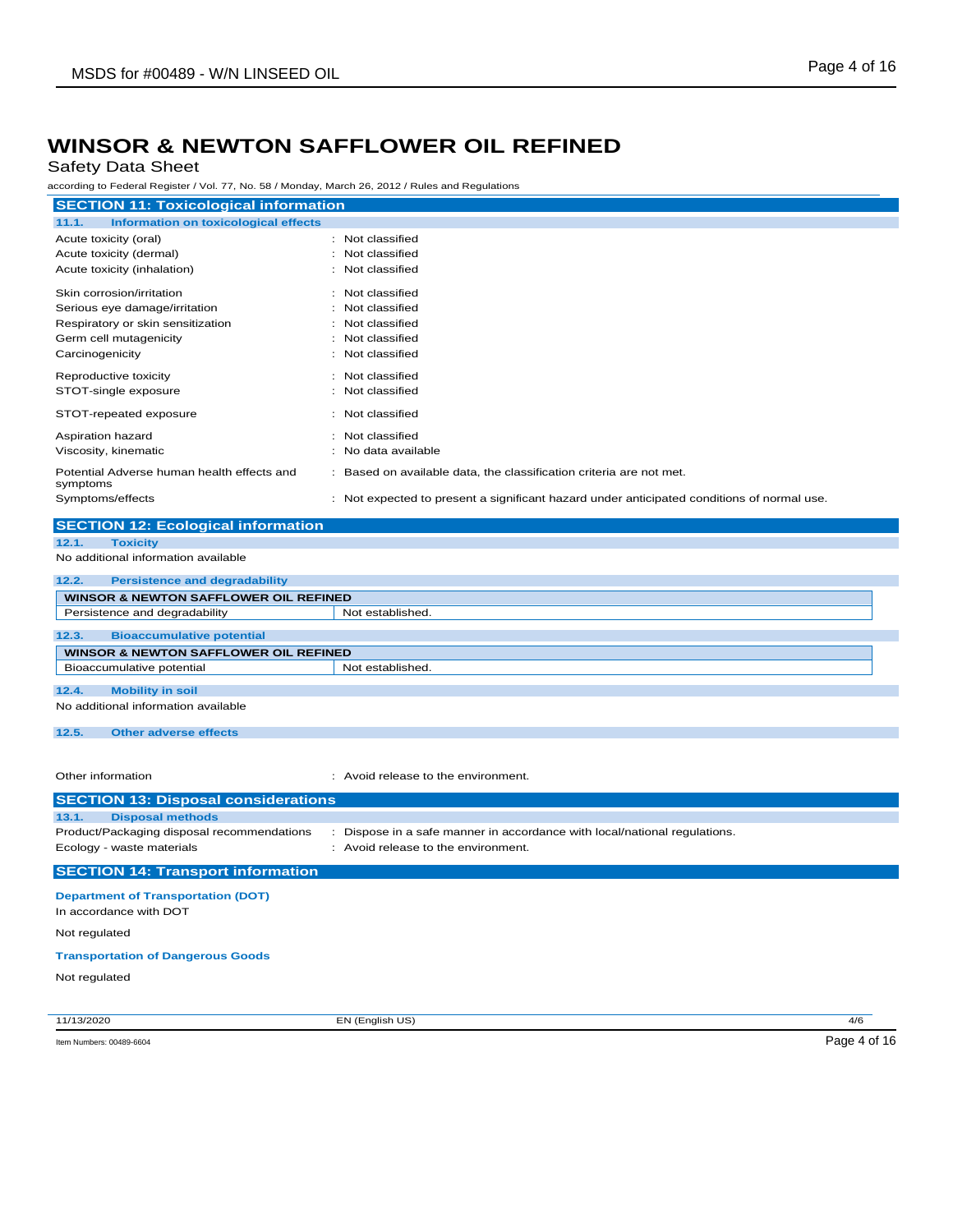# WINSOR & NEWTON SAFFLOWER OIL REFINED

Safety Data Sheet

according to Federal Register / Vol. 77, No. 58 / Monday, March 26, 2012 / Rules and Regulations

## SECTION 11: Toxicological information

### 11.1. Information on toxicological effects

Acute toxicity (oral) : Not classified
Acute toxicity (dermal) : Not classified
Acute toxicity (inhalation) : Not classified

Skin corrosion/irritation : Not classified
Serious eye damage/irritation : Not classified
Respiratory or skin sensitization : Not classified
Germ cell mutagenicity : Not classified
Carcinogenicity : Not classified

Reproductive toxicity : Not classified
STOT-single exposure : Not classified

STOT-repeated exposure : Not classified

Aspiration hazard : Not classified
Viscosity, kinematic : No data available

Potential Adverse human health effects and symptoms : Based on available data, the classification criteria are not met.
Symptoms/effects : Not expected to present a significant hazard under anticipated conditions of normal use.

## SECTION 12: Ecological information

### 12.1. Toxicity

No additional information available

### 12.2. Persistence and degradability

| WINSOR & NEWTON SAFFLOWER OIL REFINED | |
|---|---|
| Persistence and degradability | Not established. |

### 12.3. Bioaccumulative potential

| WINSOR & NEWTON SAFFLOWER OIL REFINED | |
|---|---|
| Bioaccumulative potential | Not established. |

### 12.4. Mobility in soil

No additional information available

### 12.5. Other adverse effects

Other information : Avoid release to the environment.

## SECTION 13: Disposal considerations

### 13.1. Disposal methods

Product/Packaging disposal recommendations : Dispose in a safe manner in accordance with local/national regulations.
Ecology - waste materials : Avoid release to the environment.

## SECTION 14: Transport information

**Department of Transportation (DOT)**

In accordance with DOT

Not regulated

**Transportation of Dangerous Goods**

Not regulated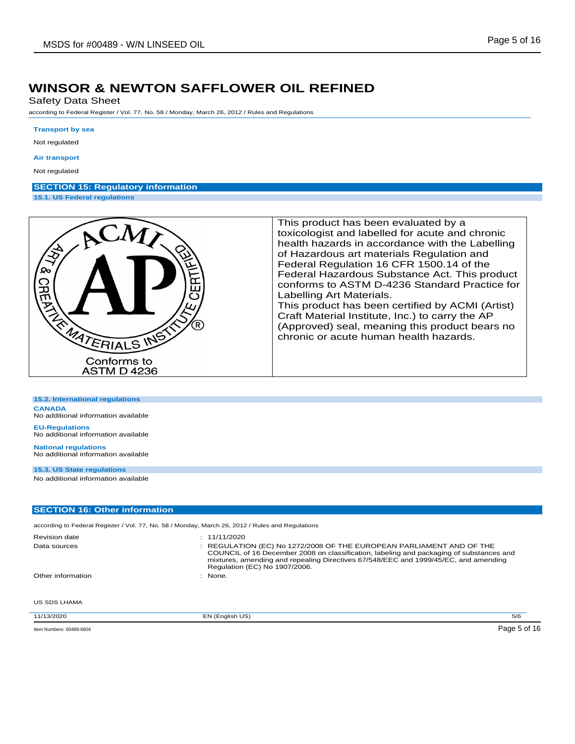# WINSOR & NEWTON SAFFLOWER OIL REFINED

Safety Data Sheet

according to Federal Register / Vol. 77, No. 58 / Monday, March 26, 2012 / Rules and Regulations

**Transport by sea**

Not regulated

**Air transport**

Not regulated

## SECTION 15: Regulatory information

### 15.1. US Federal regulations

| ACMI – ART & CREATIVE MATERIALS INSTITUTE – AP – CERTIFIED ® Conforms to ASTM D 4236 | This product has been evaluated by a toxicologist and labelled for acute and chronic health hazards in accordance with the Labelling of Hazardous art materials Regulation and Federal Regulation 16 CFR 1500.14 of the Federal Hazardous Substance Act. This product conforms to ASTM D-4236 Standard Practice for Labelling Art Materials. This product has been certified by ACMI (Artist) Craft Material Institute, Inc.) to carry the AP (Approved) seal, meaning this product bears no chronic or acute human health hazards. |
|---|---|

### 15.2. International regulations

**CANADA**

No additional information available

**EU-Regulations**

No additional information available

**National regulations**

No additional information available

### 15.3. US State regulations

No additional information available

## SECTION 16: Other information

according to Federal Register / Vol. 77, No. 58 / Monday, March 26, 2012 / Rules and Regulations

| | |
|---|---|
| Revision date | : 11/11/2020 |
| Data sources | : REGULATION (EC) No 1272/2008 OF THE EUROPEAN PARLIAMENT AND OF THE COUNCIL of 16 December 2008 on classification, labeling and packaging of substances and mixtures, amending and repealing Directives 67/548/EEC and 1999/45/EC, and amending Regulation (EC) No 1907/2006. |
| Other information | : None. |

US SDS LHAMA

11/13/2020 EN (English US) 5/6

Item Numbers: 00489-6604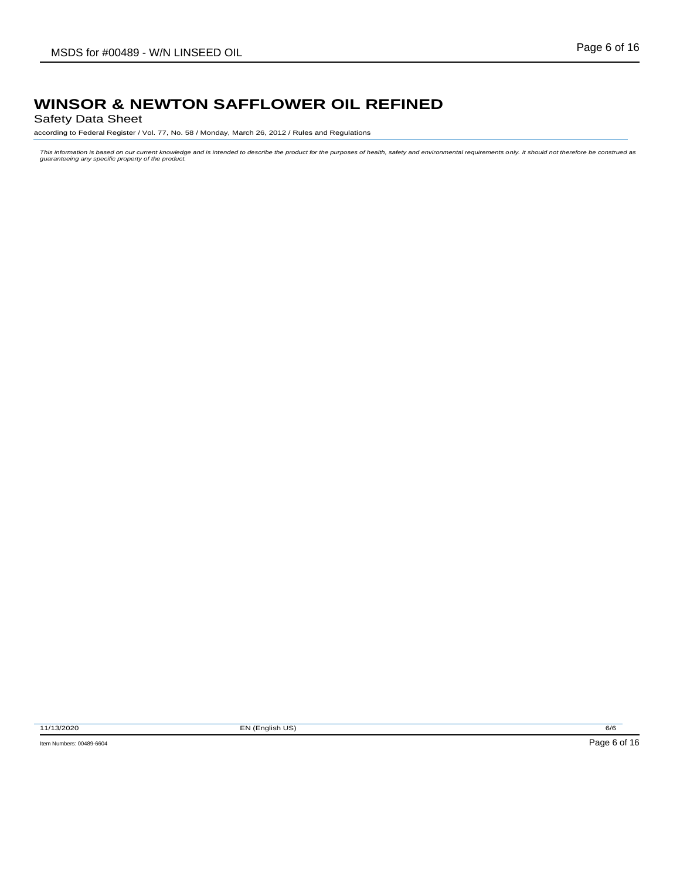# WINSOR & NEWTON SAFFLOWER OIL REFINED

Safety Data Sheet

according to Federal Register / Vol. 77, No. 58 / Monday, March 26, 2012 / Rules and Regulations

*This information is based on our current knowledge and is intended to describe the product for the purposes of health, safety and environmental requirements only. It should not therefore be construed as guaranteeing any specific property of the product.*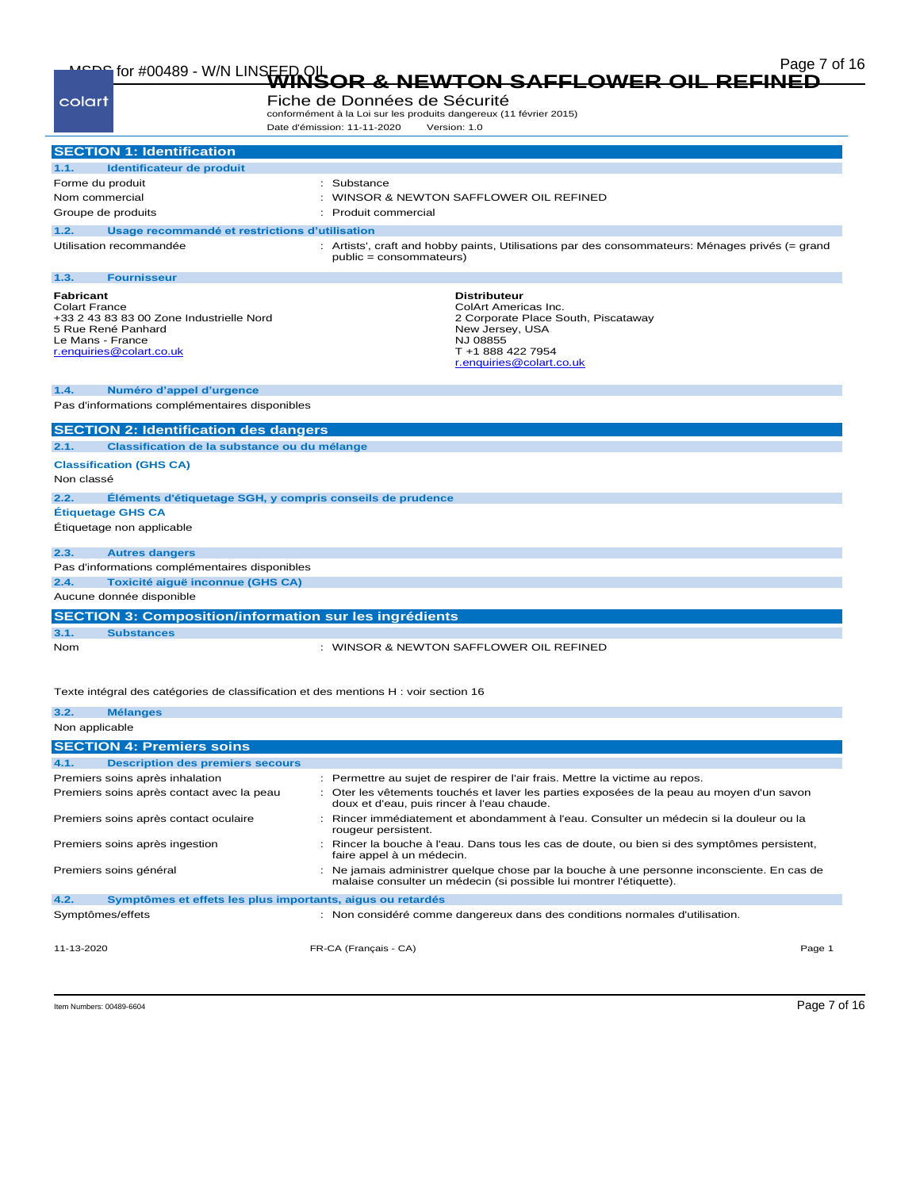# WINSOR & NEWTON SAFFLOWER OIL REFINED

Fiche de Données de Sécurité

conformément à la Loi sur les produits dangereux (11 février 2015)

Date d'émission: 11-11-2020 Version: 1.0

## SECTION 1: Identification

### 1.1. Identificateur de produit

| | |
|---|---|
| Forme du produit | : Substance |
| Nom commercial | : WINSOR & NEWTON SAFFLOWER OIL REFINED |
| Groupe de produits | : Produit commercial |

### 1.2. Usage recommandé et restrictions d'utilisation

| | |
|---|---|
| Utilisation recommandée | : Artists', craft and hobby paints, Utilisations par des consommateurs: Ménages privés (= grand public = consommateurs) |

### 1.3. Fournisseur

**Fabricant**
Colart France
+33 2 43 83 83 00 Zone Industrielle Nord
5 Rue René Panhard
Le Mans - France
r.enquiries@colart.co.uk

**Distributeur**
ColArt Americas Inc.
2 Corporate Place South, Piscataway
New Jersey, USA
NJ 08855
T +1 888 422 7954
r.enquiries@colart.co.uk

### 1.4. Numéro d'appel d'urgence

Pas d'informations complémentaires disponibles

## SECTION 2: Identification des dangers

### 2.1. Classification de la substance ou du mélange

**Classification (GHS CA)**

Non classé

### 2.2. Éléments d'étiquetage SGH, y compris conseils de prudence

**Étiquetage GHS CA**

Étiquetage non applicable

### 2.3. Autres dangers

Pas d'informations complémentaires disponibles

### 2.4. Toxicité aiguë inconnue (GHS CA)

Aucune donnée disponible

## SECTION 3: Composition/information sur les ingrédients

### 3.1. Substances

| | |
|---|---|
| Nom | : WINSOR & NEWTON SAFFLOWER OIL REFINED |

Texte intégral des catégories de classification et des mentions H : voir section 16

### 3.2. Mélanges

Non applicable

## SECTION 4: Premiers soins

### 4.1. Description des premiers secours

| | |
|---|---|
| Premiers soins après inhalation | : Permettre au sujet de respirer de l'air frais. Mettre la victime au repos. |
| Premiers soins après contact avec la peau | : Oter les vêtements touchés et laver les parties exposées de la peau au moyen d'un savon doux et d'eau, puis rincer à l'eau chaude. |
| Premiers soins après contact oculaire | : Rincer immédiatement et abondamment à l'eau. Consulter un médecin si la douleur ou la rougeur persistent. |
| Premiers soins après ingestion | : Rincer la bouche à l'eau. Dans tous les cas de doute, ou bien si des symptômes persistent, faire appel à un médecin. |
| Premiers soins général | : Ne jamais administrer quelque chose par la bouche à une personne inconsciente. En cas de malaise consulter un médecin (si possible lui montrer l'étiquette). |

### 4.2. Symptômes et effets les plus importants, aigus ou retardés

| | |
|---|---|
| Symptômes/effets | : Non considéré comme dangereux dans des conditions normales d'utilisation. |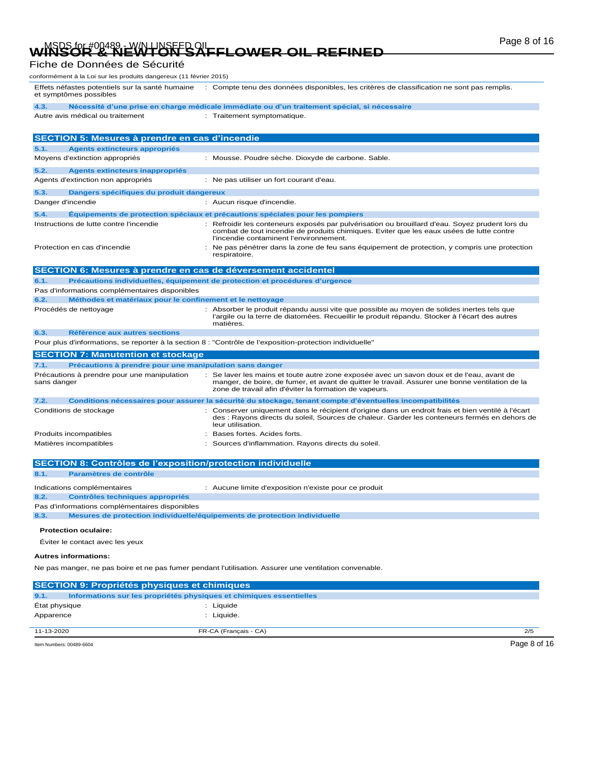Effets néfastes potentiels sur la santé humaine et symptômes possibles : Compte tenu des données disponibles, les critères de classification ne sont pas remplis.

**4.3. Nécessité d'une prise en charge médicale immédiate ou d'un traitement spécial, si nécessaire**

Autre avis médical ou traitement : Traitement symptomatique.

## SECTION 5: Mesures à prendre en cas d'incendie

**5.1. Agents extincteurs appropriés**

Moyens d'extinction appropriés : Mousse. Poudre sèche. Dioxyde de carbone. Sable.

**5.2. Agents extincteurs inappropriés**

Agents d'extinction non appropriés : Ne pas utiliser un fort courant d'eau.

**5.3. Dangers spécifiques du produit dangereux**

Danger d'incendie : Aucun risque d'incendie.

**5.4. Équipements de protection spéciaux et précautions spéciales pour les pompiers**

Instructions de lutte contre l'incendie : Refroidir les conteneurs exposés par pulvérisation ou brouillard d'eau. Soyez prudent lors du combat de tout incendie de produits chimiques. Eviter que les eaux usées de lutte contre l'incendie contaminent l'environnement.

Protection en cas d'incendie : Ne pas pénétrer dans la zone de feu sans équipement de protection, y compris une protection respiratoire.

## SECTION 6: Mesures à prendre en cas de déversement accidentel

**6.1. Précautions individuelles, équipement de protection et procédures d'urgence**

Pas d'informations complémentaires disponibles

**6.2. Méthodes et matériaux pour le confinement et le nettoyage**

Procédés de nettoyage : Absorber le produit répandu aussi vite que possible au moyen de solides inertes tels que l'argile ou la terre de diatomées. Recueillir le produit répandu. Stocker à l'écart des autres matières.

**6.3. Référence aux autres sections**

Pour plus d'informations, se reporter à la section 8 : "Contrôle de l'exposition-protection individuelle"

## SECTION 7: Manutention et stockage

**7.1. Précautions à prendre pour une manipulation sans danger**

Précautions à prendre pour une manipulation sans danger : Se laver les mains et toute autre zone exposée avec un savon doux et de l'eau, avant de manger, de boire, de fumer, et avant de quitter le travail. Assurer une bonne ventilation de la zone de travail afin d'éviter la formation de vapeurs.

**7.2. Conditions nécessaires pour assurer la sécurité du stockage, tenant compte d'éventuelles incompatibilités**

Conditions de stockage : Conserver uniquement dans le récipient d'origine dans un endroit frais et bien ventilé à l'écart des : Rayons directs du soleil, Sources de chaleur. Garder les conteneurs fermés en dehors de leur utilisation.

Produits incompatibles : Bases fortes. Acides forts.

Matières incompatibles : Sources d'inflammation. Rayons directs du soleil.

## SECTION 8: Contrôles de l'exposition/protection individuelle

**8.1. Paramètres de contrôle**

Indications complémentaires : Aucune limite d'exposition n'existe pour ce produit

**8.2. Contrôles techniques appropriés**

Pas d'informations complémentaires disponibles

**8.3. Mesures de protection individuelle/équipements de protection individuelle**

**Protection oculaire:**

Éviter le contact avec les yeux

**Autres informations:**

Ne pas manger, ne pas boire et ne pas fumer pendant l'utilisation. Assurer une ventilation convenable.

## SECTION 9: Propriétés physiques et chimiques

**9.1. Informations sur les propriétés physiques et chimiques essentielles**

État physique : Liquide

Apparence : Liquide.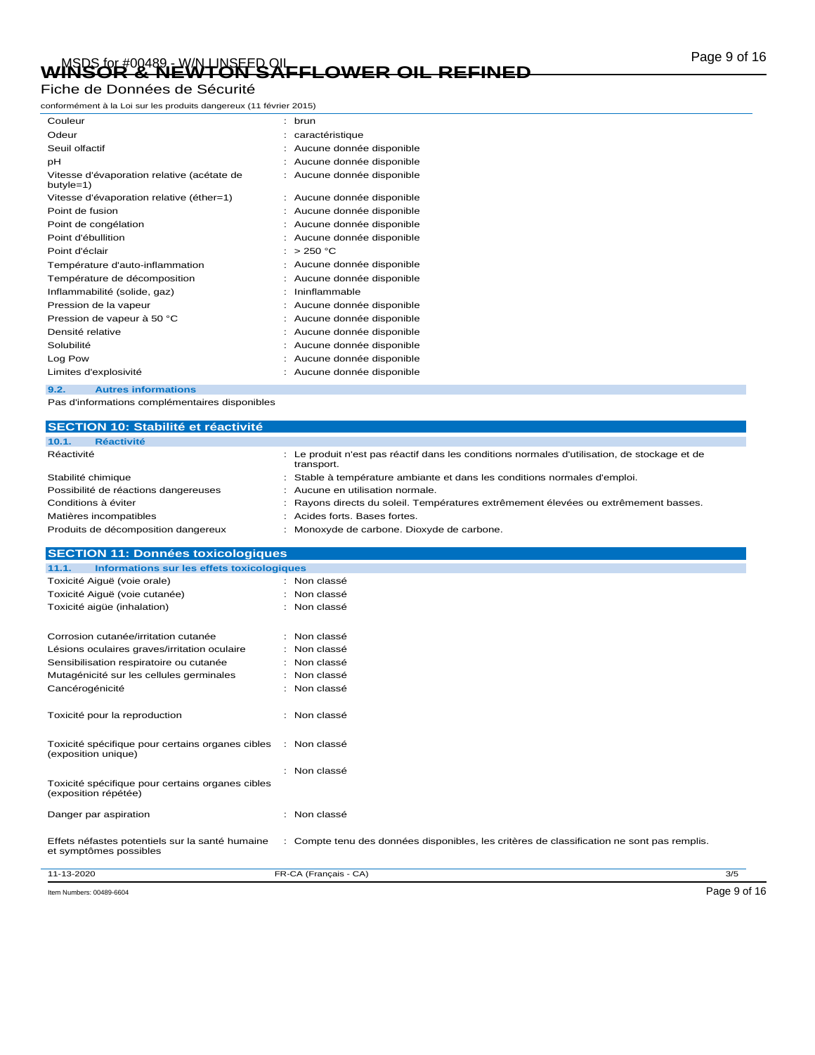| | |
|---|---|
| Couleur | : brun |
| Odeur | : caractéristique |
| Seuil olfactif | : Aucune donnée disponible |
| pH | : Aucune donnée disponible |
| Vitesse d'évaporation relative (acétate de butyle=1) | : Aucune donnée disponible |
| Vitesse d'évaporation relative (éther=1) | : Aucune donnée disponible |
| Point de fusion | : Aucune donnée disponible |
| Point de congélation | : Aucune donnée disponible |
| Point d'ébullition | : Aucune donnée disponible |
| Point d'éclair | : > 250 °C |
| Température d'auto-inflammation | : Aucune donnée disponible |
| Température de décomposition | : Aucune donnée disponible |
| Inflammabilité (solide, gaz) | : Ininflammable |
| Pression de la vapeur | : Aucune donnée disponible |
| Pression de vapeur à 50 °C | : Aucune donnée disponible |
| Densité relative | : Aucune donnée disponible |
| Solubilité | : Aucune donnée disponible |
| Log Pow | : Aucune donnée disponible |
| Limites d'explosivité | : Aucune donnée disponible |

### 9.2. Autres informations

Pas d'informations complémentaires disponibles

## SECTION 10: Stabilité et réactivité

### 10.1. Réactivité

| | |
|---|---|
| Réactivité | : Le produit n'est pas réactif dans les conditions normales d'utilisation, de stockage et de transport. |
| Stabilité chimique | : Stable à température ambiante et dans les conditions normales d'emploi. |
| Possibilité de réactions dangereuses | : Aucune en utilisation normale. |
| Conditions à éviter | : Rayons directs du soleil. Températures extrêmement élevées ou extrêmement basses. |
| Matières incompatibles | : Acides forts. Bases fortes. |
| Produits de décomposition dangereux | : Monoxyde de carbone. Dioxyde de carbone. |

## SECTION 11: Données toxicologiques

### 11.1. Informations sur les effets toxicologiques

| | |
|---|---|
| Toxicité Aiguë (voie orale) | : Non classé |
| Toxicité Aiguë (voie cutanée) | : Non classé |
| Toxicité aigüe (inhalation) | : Non classé |
| Corrosion cutanée/irritation cutanée | : Non classé |
| Lésions oculaires graves/irritation oculaire | : Non classé |
| Sensibilisation respiratoire ou cutanée | : Non classé |
| Mutagénicité sur les cellules germinales | : Non classé |
| Cancérogénicité | : Non classé |
| Toxicité pour la reproduction | : Non classé |
| Toxicité spécifique pour certains organes cibles (exposition unique) | : Non classé |
| Toxicité spécifique pour certains organes cibles (exposition répétée) | : Non classé |
| Danger par aspiration | : Non classé |
| Effets néfastes potentiels sur la santé humaine et symptômes possibles | : Compte tenu des données disponibles, les critères de classification ne sont pas remplis. |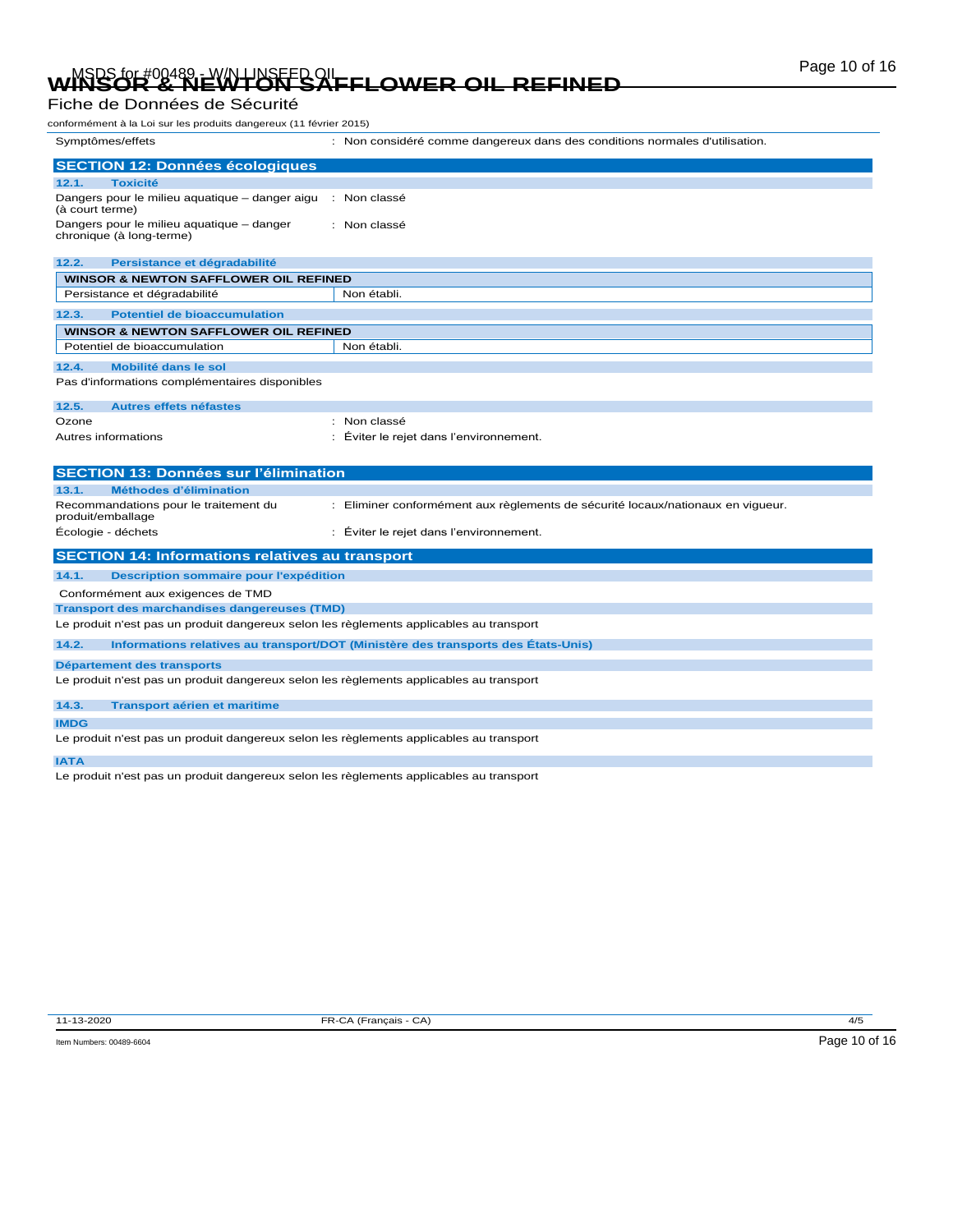Symptômes/effets : Non considéré comme dangereux dans des conditions normales d'utilisation.

## SECTION 12: Données écologiques

### 12.1. Toxicité

Dangers pour le milieu aquatique – danger aigu (à court terme) : Non classé

Dangers pour le milieu aquatique – danger chronique (à long-terme) : Non classé

### 12.2. Persistance et dégradabilité

| WINSOR & NEWTON SAFFLOWER OIL REFINED | |
|---|---|
| Persistance et dégradabilité | Non établi. |

### 12.3. Potentiel de bioaccumulation

| WINSOR & NEWTON SAFFLOWER OIL REFINED | |
|---|---|
| Potentiel de bioaccumulation | Non établi. |

### 12.4. Mobilité dans le sol

Pas d'informations complémentaires disponibles

### 12.5. Autres effets néfastes

Ozone : Non classé

Autres informations : Éviter le rejet dans l'environnement.

## SECTION 13: Données sur l'élimination

### 13.1. Méthodes d'élimination

Recommandations pour le traitement du produit/emballage : Eliminer conformément aux règlements de sécurité locaux/nationaux en vigueur.

Écologie - déchets : Éviter le rejet dans l'environnement.

## SECTION 14: Informations relatives au transport

### 14.1. Description sommaire pour l'expédition

Conformément aux exigences de TMD

**Transport des marchandises dangereuses (TMD)**

Le produit n'est pas un produit dangereux selon les règlements applicables au transport

### 14.2. Informations relatives au transport/DOT (Ministère des transports des États-Unis)

**Département des transports**

Le produit n'est pas un produit dangereux selon les règlements applicables au transport

### 14.3. Transport aérien et maritime

**IMDG**

Le produit n'est pas un produit dangereux selon les règlements applicables au transport

**IATA**

Le produit n'est pas un produit dangereux selon les règlements applicables au transport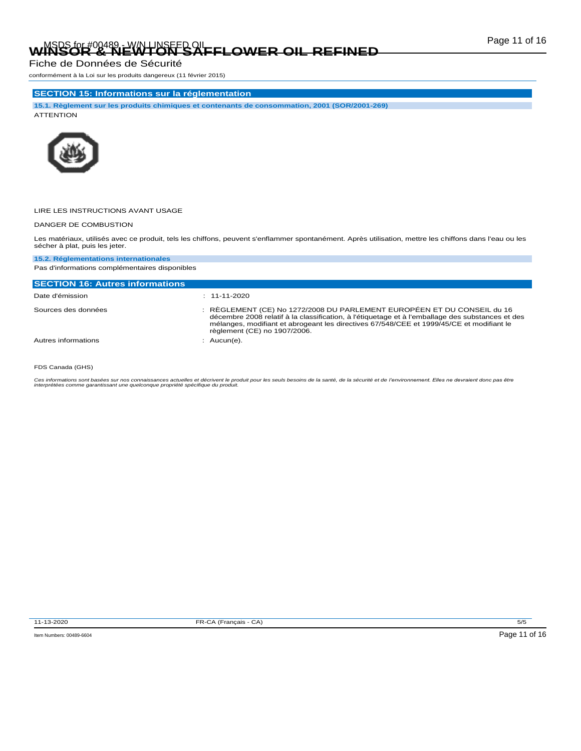## SECTION 15: Informations sur la réglementation

### 15.1. Règlement sur les produits chimiques et contenants de consommation, 2001 (SOR/2001-269)

ATTENTION

LIRE LES INSTRUCTIONS AVANT USAGE

DANGER DE COMBUSTION

Les matériaux, utilisés avec ce produit, tels les chiffons, peuvent s'enflammer spontanément. Après utilisation, mettre les chiffons dans l'eau ou les sécher à plat, puis les jeter.

### 15.2. Réglementations internationales

Pas d'informations complémentaires disponibles

## SECTION 16: Autres informations

| | |
|---|---|
| Date d'émission | : 11-11-2020 |
| Sources des données | : RÈGLEMENT (CE) No 1272/2008 DU PARLEMENT EUROPÉEN ET DU CONSEIL du 16 décembre 2008 relatif à la classification, à l'étiquetage et à l'emballage des substances et des mélanges, modifiant et abrogeant les directives 67/548/CEE et 1999/45/CE et modifiant le règlement (CE) no 1907/2006. |
| Autres informations | : Aucun(e). |

FDS Canada (GHS)

*Ces informations sont basées sur nos connaissances actuelles et décrivent le produit pour les seuls besoins de la santé, de la sécurité et de l'environnement. Elles ne devraient donc pas être interprétées comme garantissant une quelconque propriété spécifique du produit.*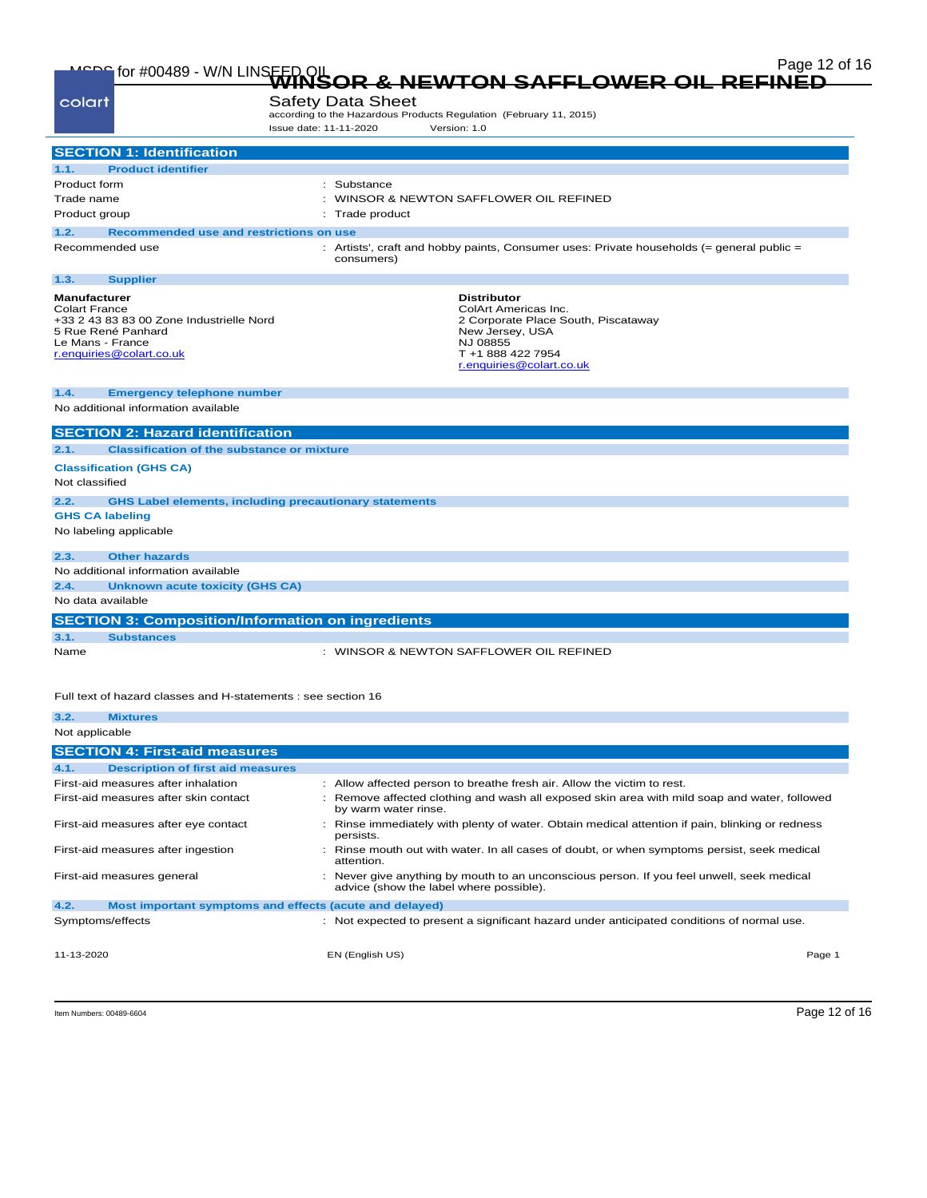# WINSOR & NEWTON SAFFLOWER OIL REFINED

Safety Data Sheet

according to the Hazardous Products Regulation (February 11, 2015)

Issue date: 11-11-2020 Version: 1.0

## SECTION 1: Identification

### 1.1. Product identifier

| | |
|---|---|
| Product form | : Substance |
| Trade name | : WINSOR & NEWTON SAFFLOWER OIL REFINED |
| Product group | : Trade product |

### 1.2. Recommended use and restrictions on use

| | |
|---|---|
| Recommended use | : Artists', craft and hobby paints, Consumer uses: Private households (= general public = consumers) |

### 1.3. Supplier

**Manufacturer**
Colart France
+33 2 43 83 83 00 Zone Industrielle Nord
5 Rue René Panhard
Le Mans - France
r.enquiries@colart.co.uk

**Distributor**
ColArt Americas Inc.
2 Corporate Place South, Piscataway
New Jersey, USA
NJ 08855
T +1 888 422 7954
r.enquiries@colart.co.uk

### 1.4. Emergency telephone number

No additional information available

## SECTION 2: Hazard identification

### 2.1. Classification of the substance or mixture

**Classification (GHS CA)**

Not classified

### 2.2. GHS Label elements, including precautionary statements

**GHS CA labeling**

No labeling applicable

### 2.3. Other hazards

No additional information available

### 2.4. Unknown acute toxicity (GHS CA)

No data available

## SECTION 3: Composition/Information on ingredients

### 3.1. Substances

| | |
|---|---|
| Name | : WINSOR & NEWTON SAFFLOWER OIL REFINED |

Full text of hazard classes and H-statements : see section 16

### 3.2. Mixtures

Not applicable

## SECTION 4: First-aid measures

### 4.1. Description of first aid measures

| | |
|---|---|
| First-aid measures after inhalation | : Allow affected person to breathe fresh air. Allow the victim to rest. |
| First-aid measures after skin contact | : Remove affected clothing and wash all exposed skin area with mild soap and water, followed by warm water rinse. |
| First-aid measures after eye contact | : Rinse immediately with plenty of water. Obtain medical attention if pain, blinking or redness persists. |
| First-aid measures after ingestion | : Rinse mouth out with water. In all cases of doubt, or when symptoms persist, seek medical attention. |
| First-aid measures general | : Never give anything by mouth to an unconscious person. If you feel unwell, seek medical advice (show the label where possible). |

### 4.2. Most important symptoms and effects (acute and delayed)

| | |
|---|---|
| Symptoms/effects | : Not expected to present a significant hazard under anticipated conditions of normal use. |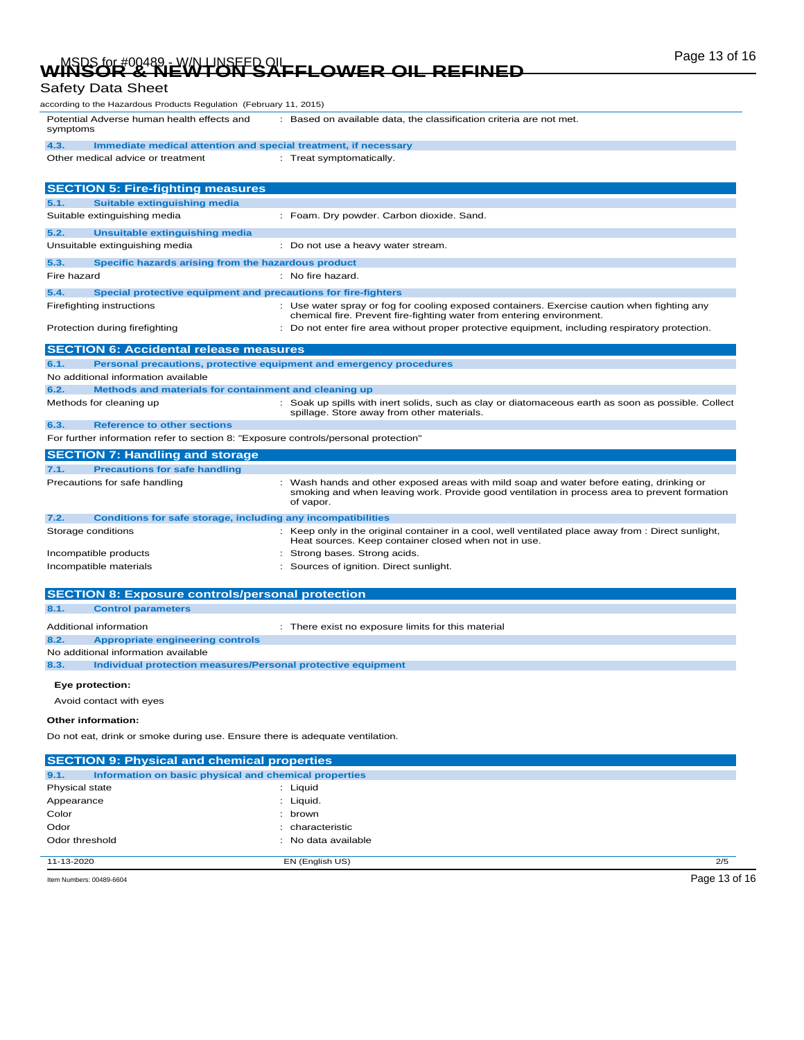# WINSOR & NEWTON SAFFLOWER OIL REFINED

Safety Data Sheet

according to the Hazardous Products Regulation (February 11, 2015)

| | |
|---|---|
| Potential Adverse human health effects and symptoms | : Based on available data, the classification criteria are not met. |

### 4.3. Immediate medical attention and special treatment, if necessary

| | |
|---|---|
| Other medical advice or treatment | : Treat symptomatically. |

## SECTION 5: Fire-fighting measures

### 5.1. Suitable extinguishing media

| | |
|---|---|
| Suitable extinguishing media | : Foam. Dry powder. Carbon dioxide. Sand. |

### 5.2. Unsuitable extinguishing media

| | |
|---|---|
| Unsuitable extinguishing media | : Do not use a heavy water stream. |

### 5.3. Specific hazards arising from the hazardous product

| | |
|---|---|
| Fire hazard | : No fire hazard. |

### 5.4. Special protective equipment and precautions for fire-fighters

| | |
|---|---|
| Firefighting instructions | : Use water spray or fog for cooling exposed containers. Exercise caution when fighting any chemical fire. Prevent fire-fighting water from entering environment. |
| Protection during firefighting | : Do not enter fire area without proper protective equipment, including respiratory protection. |

## SECTION 6: Accidental release measures

### 6.1. Personal precautions, protective equipment and emergency procedures

No additional information available

### 6.2. Methods and materials for containment and cleaning up

| | |
|---|---|
| Methods for cleaning up | : Soak up spills with inert solids, such as clay or diatomaceous earth as soon as possible. Collect spillage. Store away from other materials. |

### 6.3. Reference to other sections

For further information refer to section 8: "Exposure controls/personal protection"

## SECTION 7: Handling and storage

### 7.1. Precautions for safe handling

| | |
|---|---|
| Precautions for safe handling | : Wash hands and other exposed areas with mild soap and water before eating, drinking or smoking and when leaving work. Provide good ventilation in process area to prevent formation of vapor. |

### 7.2. Conditions for safe storage, including any incompatibilities

| | |
|---|---|
| Storage conditions | : Keep only in the original container in a cool, well ventilated place away from : Direct sunlight, Heat sources. Keep container closed when not in use. |
| Incompatible products | : Strong bases. Strong acids. |
| Incompatible materials | : Sources of ignition. Direct sunlight. |

## SECTION 8: Exposure controls/personal protection

### 8.1. Control parameters

| | |
|---|---|
| Additional information | : There exist no exposure limits for this material |

### 8.2. Appropriate engineering controls

No additional information available

### 8.3. Individual protection measures/Personal protective equipment

**Eye protection:**

Avoid contact with eyes

**Other information:**

Do not eat, drink or smoke during use. Ensure there is adequate ventilation.

## SECTION 9: Physical and chemical properties

### 9.1. Information on basic physical and chemical properties

| | |
|---|---|
| Physical state | : Liquid |
| Appearance | : Liquid. |
| Color | : brown |
| Odor | : characteristic |
| Odor threshold | : No data available |

11-13-2020 EN (English US)

Item Numbers: 00489-6604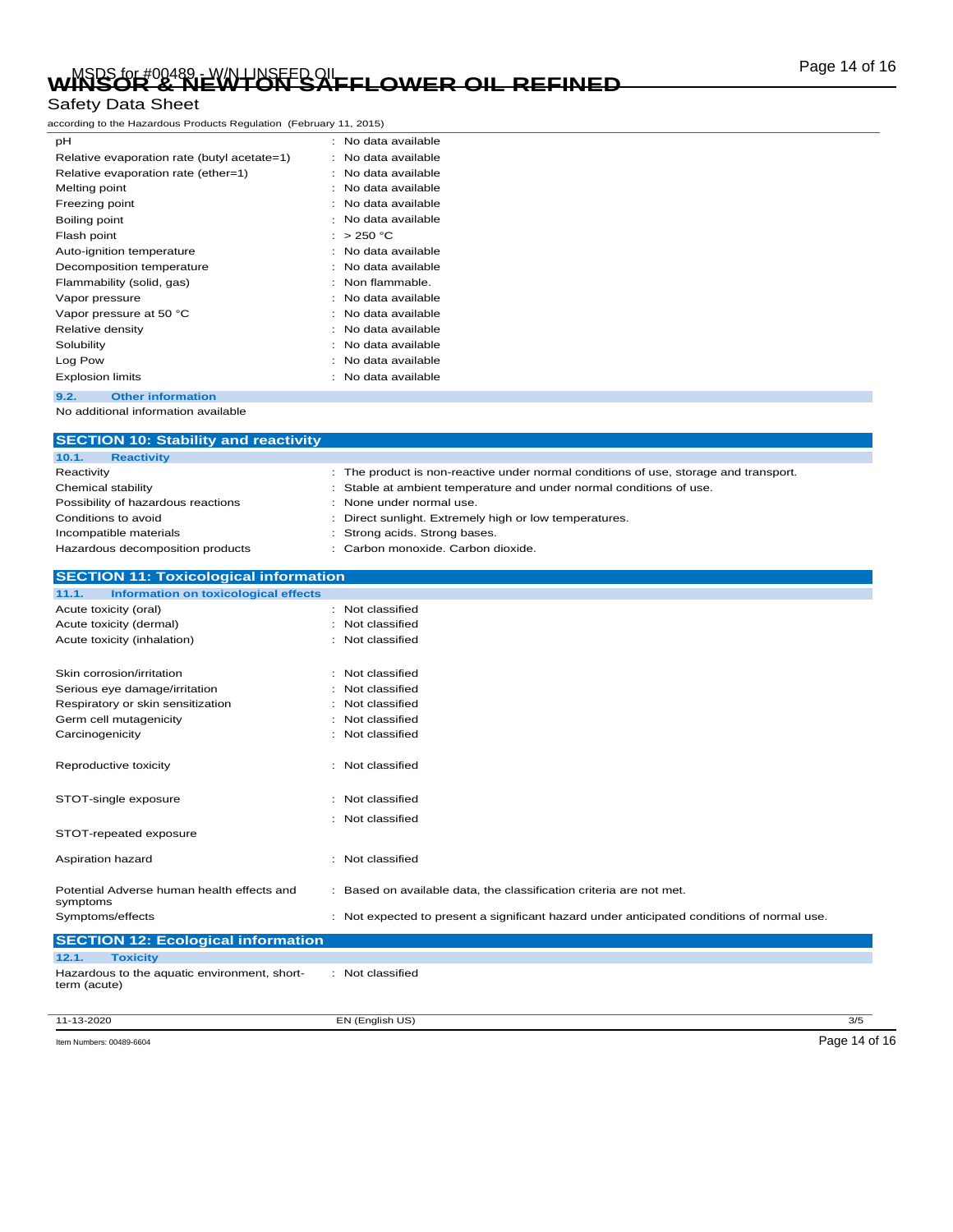| | |
|---|---|
| pH | : No data available |
| Relative evaporation rate (butyl acetate=1) | : No data available |
| Relative evaporation rate (ether=1) | : No data available |
| Melting point | : No data available |
| Freezing point | : No data available |
| Boiling point | : No data available |
| Flash point | : > 250 °C |
| Auto-ignition temperature | : No data available |
| Decomposition temperature | : No data available |
| Flammability (solid, gas) | : Non flammable. |
| Vapor pressure | : No data available |
| Vapor pressure at 50 °C | : No data available |
| Relative density | : No data available |
| Solubility | : No data available |
| Log Pow | : No data available |
| Explosion limits | : No data available |

### 9.2. Other information

No additional information available

## SECTION 10: Stability and reactivity

### 10.1. Reactivity

| | |
|---|---|
| Reactivity | : The product is non-reactive under normal conditions of use, storage and transport. |
| Chemical stability | : Stable at ambient temperature and under normal conditions of use. |
| Possibility of hazardous reactions | : None under normal use. |
| Conditions to avoid | : Direct sunlight. Extremely high or low temperatures. |
| Incompatible materials | : Strong acids. Strong bases. |
| Hazardous decomposition products | : Carbon monoxide. Carbon dioxide. |

## SECTION 11: Toxicological information

### 11.1. Information on toxicological effects

| | |
|---|---|
| Acute toxicity (oral) | : Not classified |
| Acute toxicity (dermal) | : Not classified |
| Acute toxicity (inhalation) | : Not classified |
| Skin corrosion/irritation | : Not classified |
| Serious eye damage/irritation | : Not classified |
| Respiratory or skin sensitization | : Not classified |
| Germ cell mutagenicity | : Not classified |
| Carcinogenicity | : Not classified |
| Reproductive toxicity | : Not classified |
| STOT-single exposure | : Not classified |
| STOT-repeated exposure | : Not classified |
| Aspiration hazard | : Not classified |
| Potential Adverse human health effects and symptoms | : Based on available data, the classification criteria are not met. |
| Symptoms/effects | : Not expected to present a significant hazard under anticipated conditions of normal use. |

## SECTION 12: Ecological information

### 12.1. Toxicity

| | |
|---|---|
| Hazardous to the aquatic environment, short-term (acute) | : Not classified |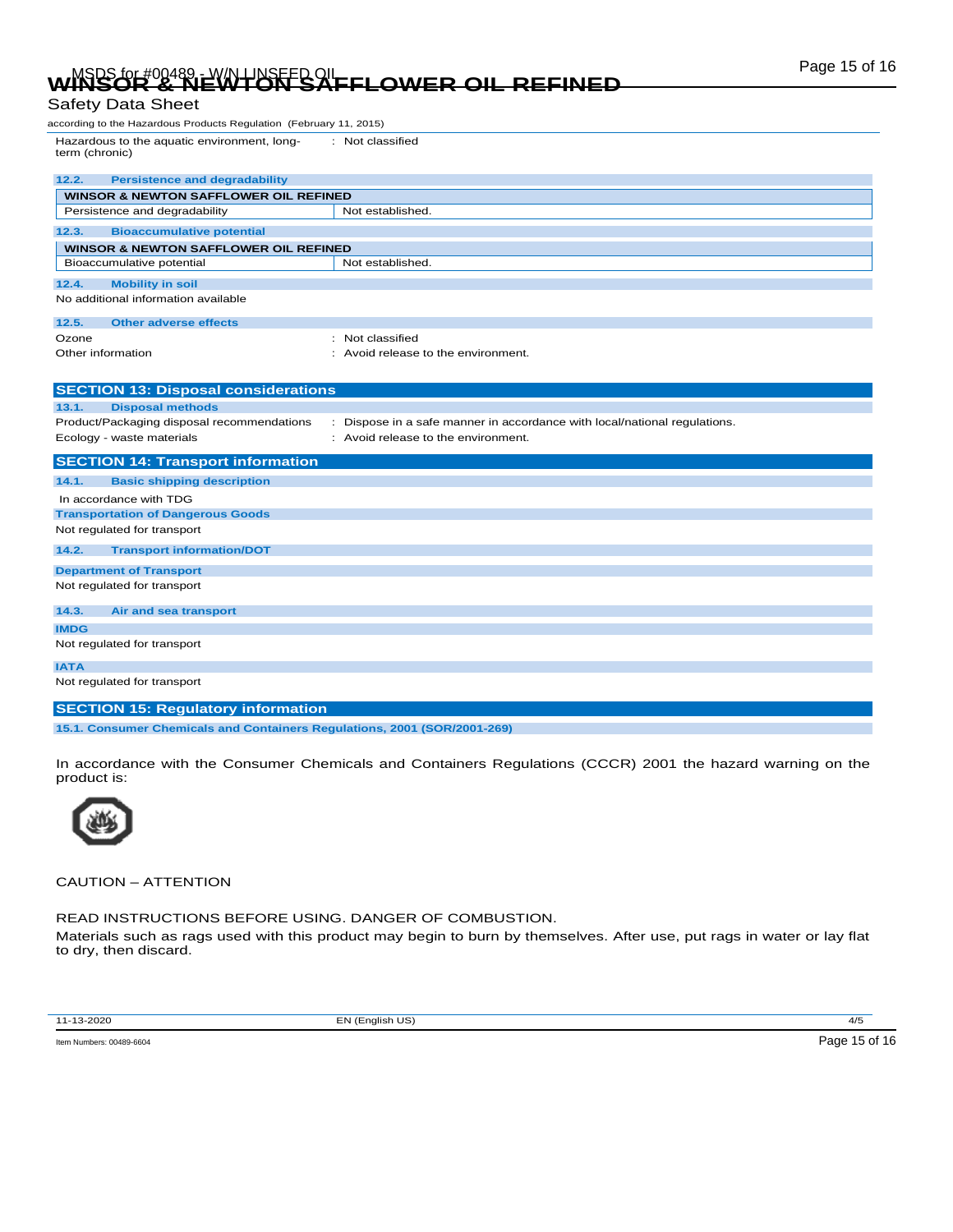Hazardous to the aquatic environment, long-term (chronic) : Not classified

### 12.2. Persistence and degradability

| WINSOR & NEWTON SAFFLOWER OIL REFINED | |
|---|---|
| Persistence and degradability | Not established. |

### 12.3. Bioaccumulative potential

| WINSOR & NEWTON SAFFLOWER OIL REFINED | |
|---|---|
| Bioaccumulative potential | Not established. |

### 12.4. Mobility in soil

No additional information available

### 12.5. Other adverse effects

Ozone : Not classified

Other information : Avoid release to the environment.

## SECTION 13: Disposal considerations

### 13.1. Disposal methods

Product/Packaging disposal recommendations : Dispose in a safe manner in accordance with local/national regulations.

Ecology - waste materials : Avoid release to the environment.

## SECTION 14: Transport information

### 14.1. Basic shipping description

In accordance with TDG

**Transportation of Dangerous Goods**

Not regulated for transport

### 14.2. Transport information/DOT

**Department of Transport**

Not regulated for transport

### 14.3. Air and sea transport

**IMDG**

Not regulated for transport

**IATA**

Not regulated for transport

## SECTION 15: Regulatory information

### 15.1. Consumer Chemicals and Containers Regulations, 2001 (SOR/2001-269)

In accordance with the Consumer Chemicals and Containers Regulations (CCCR) 2001 the hazard warning on the product is:

CAUTION – ATTENTION

READ INSTRUCTIONS BEFORE USING. DANGER OF COMBUSTION.

Materials such as rags used with this product may begin to burn by themselves. After use, put rags in water or lay flat to dry, then discard.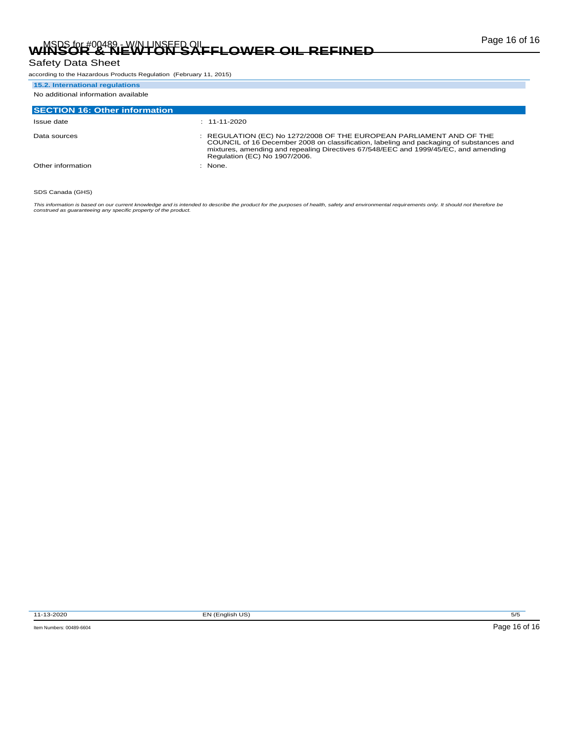Safety Data Sheet

according to the Hazardous Products Regulation (February 11, 2015)

### 15.2. International regulations

No additional information available

## SECTION 16: Other information

| | |
|---|---|
| Issue date | : 11-11-2020 |
| Data sources | : REGULATION (EC) No 1272/2008 OF THE EUROPEAN PARLIAMENT AND OF THE COUNCIL of 16 December 2008 on classification, labeling and packaging of substances and mixtures, amending and repealing Directives 67/548/EEC and 1999/45/EC, and amending Regulation (EC) No 1907/2006. |
| Other information | : None. |

SDS Canada (GHS)

*This information is based on our current knowledge and is intended to describe the product for the purposes of health, safety and environmental requirements only. It should not therefore be construed as guaranteeing any specific property of the product.*